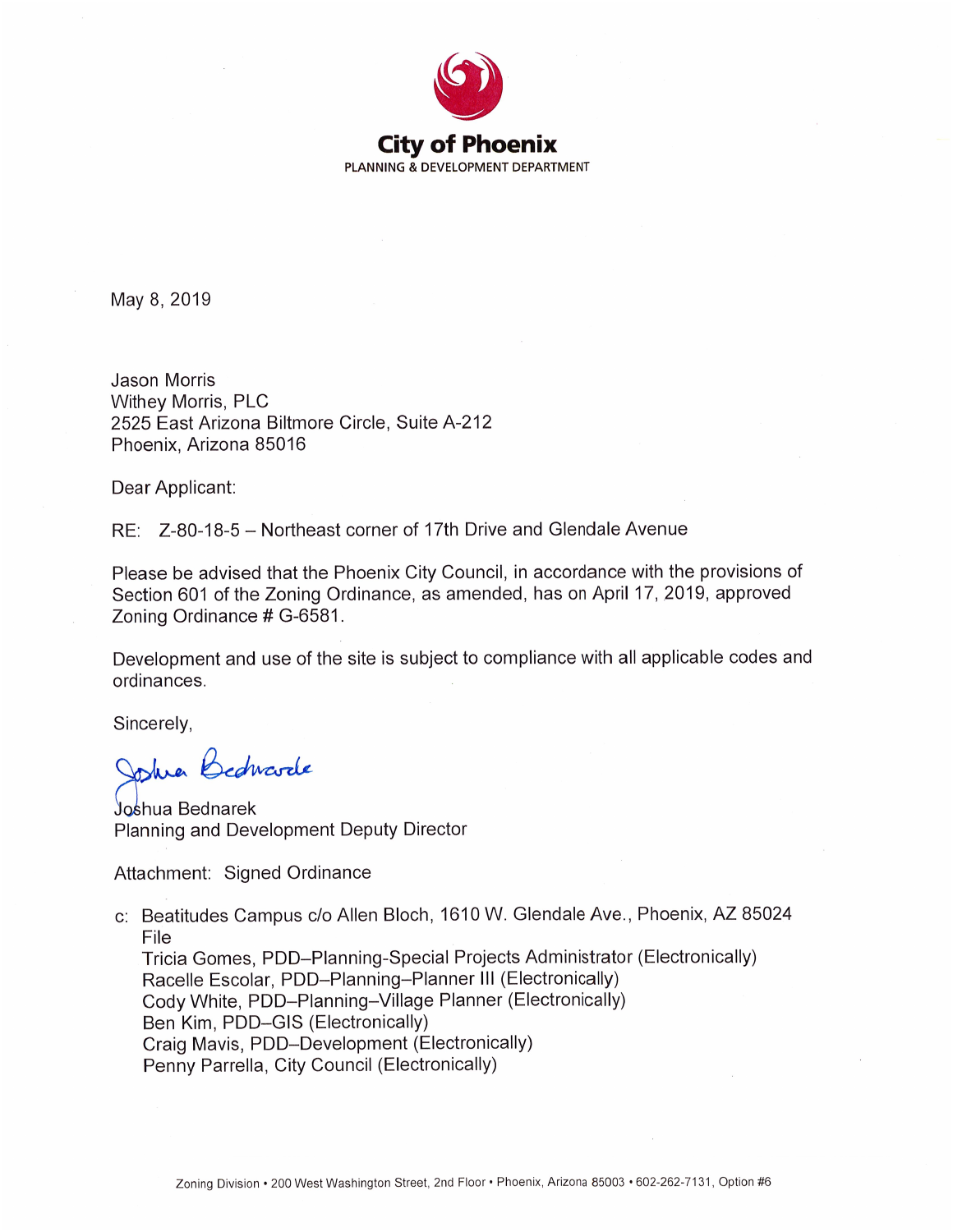# City of Phoenix

PLANNING & DEVELOPMENT DEPARTMENT

May 8, 2019

Jason Morris
Withey Morris, PLC
2525 East Arizona Biltmore Circle, Suite A-212
Phoenix, Arizona 85016

Dear Applicant:

RE: Z-80-18-5 – Northeast corner of 17th Drive and Glendale Avenue

Please be advised that the Phoenix City Council, in accordance with the provisions of Section 601 of the Zoning Ordinance, as amended, has on April 17, 2019, approved Zoning Ordinance # G-6581.

Development and use of the site is subject to compliance with all applicable codes and ordinances.

Sincerely,

Joshua Bednarek
Planning and Development Deputy Director

Attachment: Signed Ordinance

c: Beatitudes Campus c/o Allen Bloch, 1610 W. Glendale Ave., Phoenix, AZ 85024
File
Tricia Gomes, PDD–Planning-Special Projects Administrator (Electronically)
Racelle Escolar, PDD–Planning–Planner III (Electronically)
Cody White, PDD–Planning–Village Planner (Electronically)
Ben Kim, PDD–GIS (Electronically)
Craig Mavis, PDD–Development (Electronically)
Penny Parrella, City Council (Electronically)

Zoning Division • 200 West Washington Street, 2nd Floor • Phoenix, Arizona 85003 • 602-262-7131, Option #6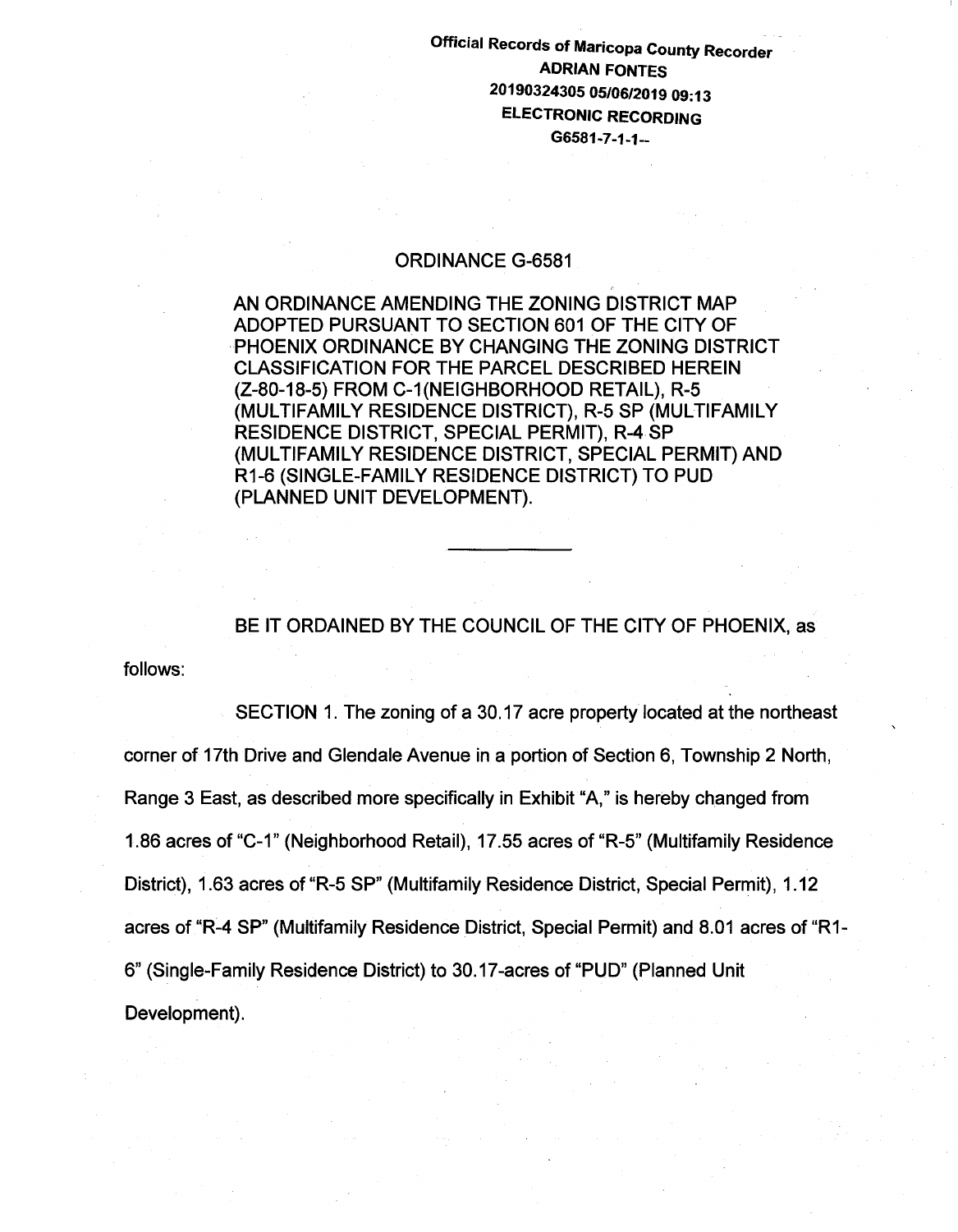Official Records of Maricopa County Recorder
ADRIAN FONTES
20190324305 05/06/2019 09:13
ELECTRONIC RECORDING
G6581-7-1-1--

# ORDINANCE G-6581

AN ORDINANCE AMENDING THE ZONING DISTRICT MAP ADOPTED PURSUANT TO SECTION 601 OF THE CITY OF PHOENIX ORDINANCE BY CHANGING THE ZONING DISTRICT CLASSIFICATION FOR THE PARCEL DESCRIBED HEREIN (Z-80-18-5) FROM C-1(NEIGHBORHOOD RETAIL), R-5 (MULTIFAMILY RESIDENCE DISTRICT), R-5 SP (MULTIFAMILY RESIDENCE DISTRICT, SPECIAL PERMIT), R-4 SP (MULTIFAMILY RESIDENCE DISTRICT, SPECIAL PERMIT) AND R1-6 (SINGLE-FAMILY RESIDENCE DISTRICT) TO PUD (PLANNED UNIT DEVELOPMENT).

---

BE IT ORDAINED BY THE COUNCIL OF THE CITY OF PHOENIX, as follows:

SECTION 1. The zoning of a 30.17 acre property located at the northeast corner of 17th Drive and Glendale Avenue in a portion of Section 6, Township 2 North, Range 3 East, as described more specifically in Exhibit "A," is hereby changed from 1.86 acres of "C-1" (Neighborhood Retail), 17.55 acres of "R-5" (Multifamily Residence District), 1.63 acres of "R-5 SP" (Multifamily Residence District, Special Permit), 1.12 acres of "R-4 SP" (Multifamily Residence District, Special Permit) and 8.01 acres of "R1-6" (Single-Family Residence District) to 30.17-acres of "PUD" (Planned Unit Development).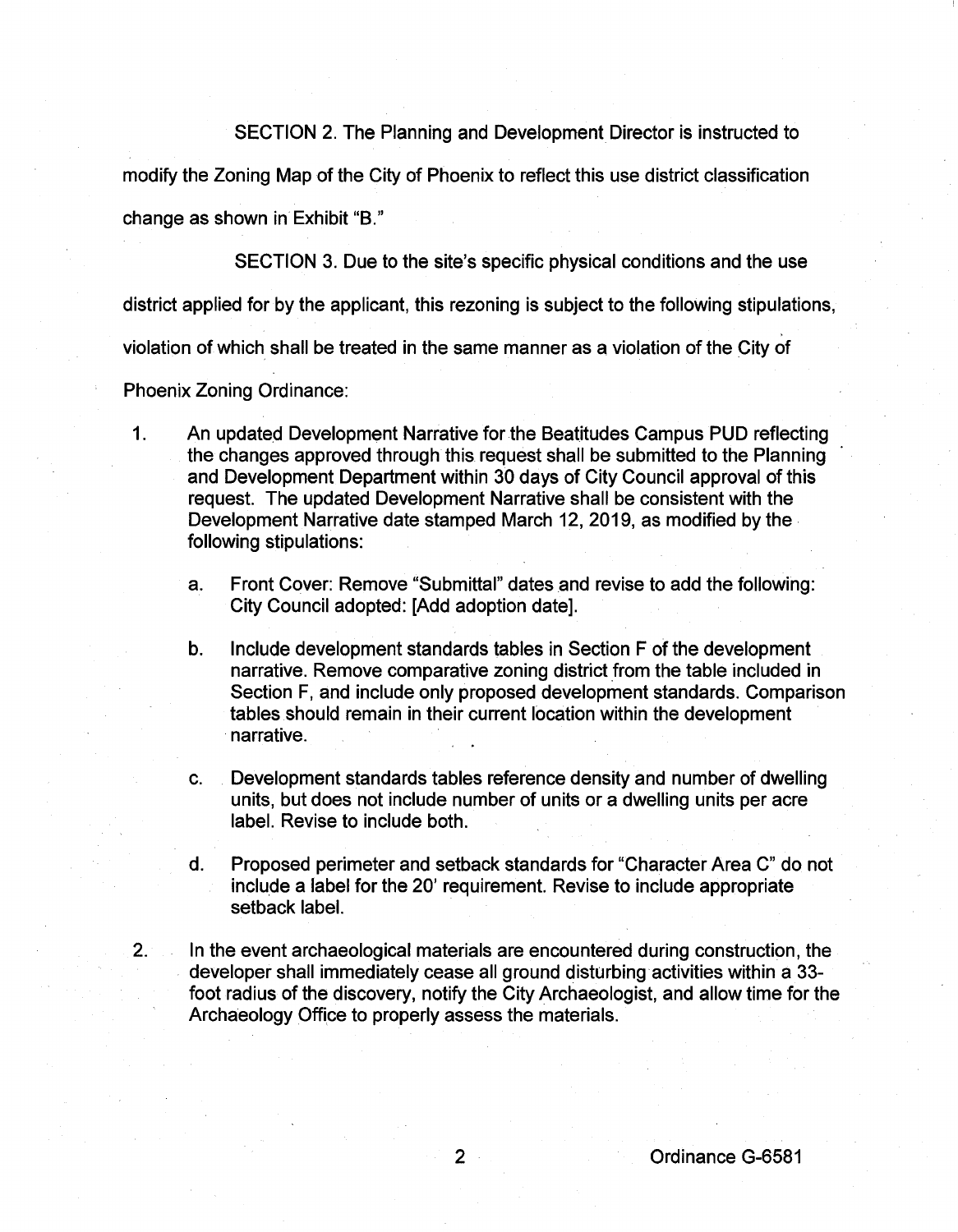SECTION 2. The Planning and Development Director is instructed to modify the Zoning Map of the City of Phoenix to reflect this use district classification change as shown in Exhibit "B."

SECTION 3. Due to the site's specific physical conditions and the use district applied for by the applicant, this rezoning is subject to the following stipulations, violation of which shall be treated in the same manner as a violation of the City of Phoenix Zoning Ordinance:

1. An updated Development Narrative for the Beatitudes Campus PUD reflecting the changes approved through this request shall be submitted to the Planning and Development Department within 30 days of City Council approval of this request. The updated Development Narrative shall be consistent with the Development Narrative date stamped March 12, 2019, as modified by the following stipulations:

   a. Front Cover: Remove "Submittal" dates and revise to add the following: City Council adopted: [Add adoption date].

   b. Include development standards tables in Section F of the development narrative. Remove comparative zoning district from the table included in Section F, and include only proposed development standards. Comparison tables should remain in their current location within the development narrative.

   c. Development standards tables reference density and number of dwelling units, but does not include number of units or a dwelling units per acre label. Revise to include both.

   d. Proposed perimeter and setback standards for "Character Area C" do not include a label for the 20' requirement. Revise to include appropriate setback label.

2. In the event archaeological materials are encountered during construction, the developer shall immediately cease all ground disturbing activities within a 33-foot radius of the discovery, notify the City Archaeologist, and allow time for the Archaeology Office to properly assess the materials.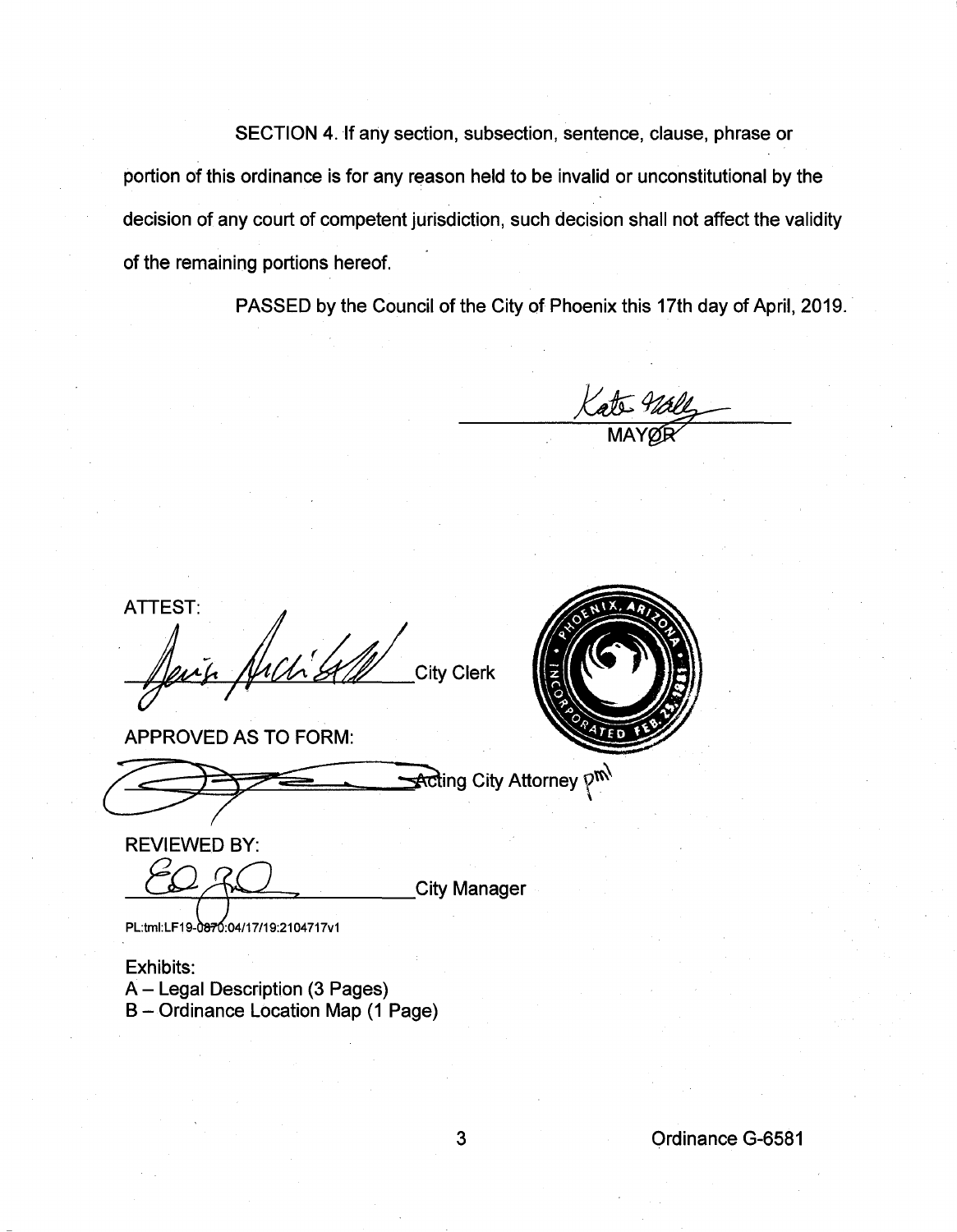SECTION 4. If any section, subsection, sentence, clause, phrase or portion of this ordinance is for any reason held to be invalid or unconstitutional by the decision of any court of competent jurisdiction, such decision shall not affect the validity of the remaining portions hereof.

PASSED by the Council of the City of Phoenix this 17th day of April, 2019.

MAYOR

ATTEST:

City Clerk

APPROVED AS TO FORM:

Acting City Attorney pm

REVIEWED BY:

City Manager

PL:tml:LF19-0870:04/17/19:2104717v1

Exhibits:
A – Legal Description (3 Pages)
B – Ordinance Location Map (1 Page)

Ordinance G-6581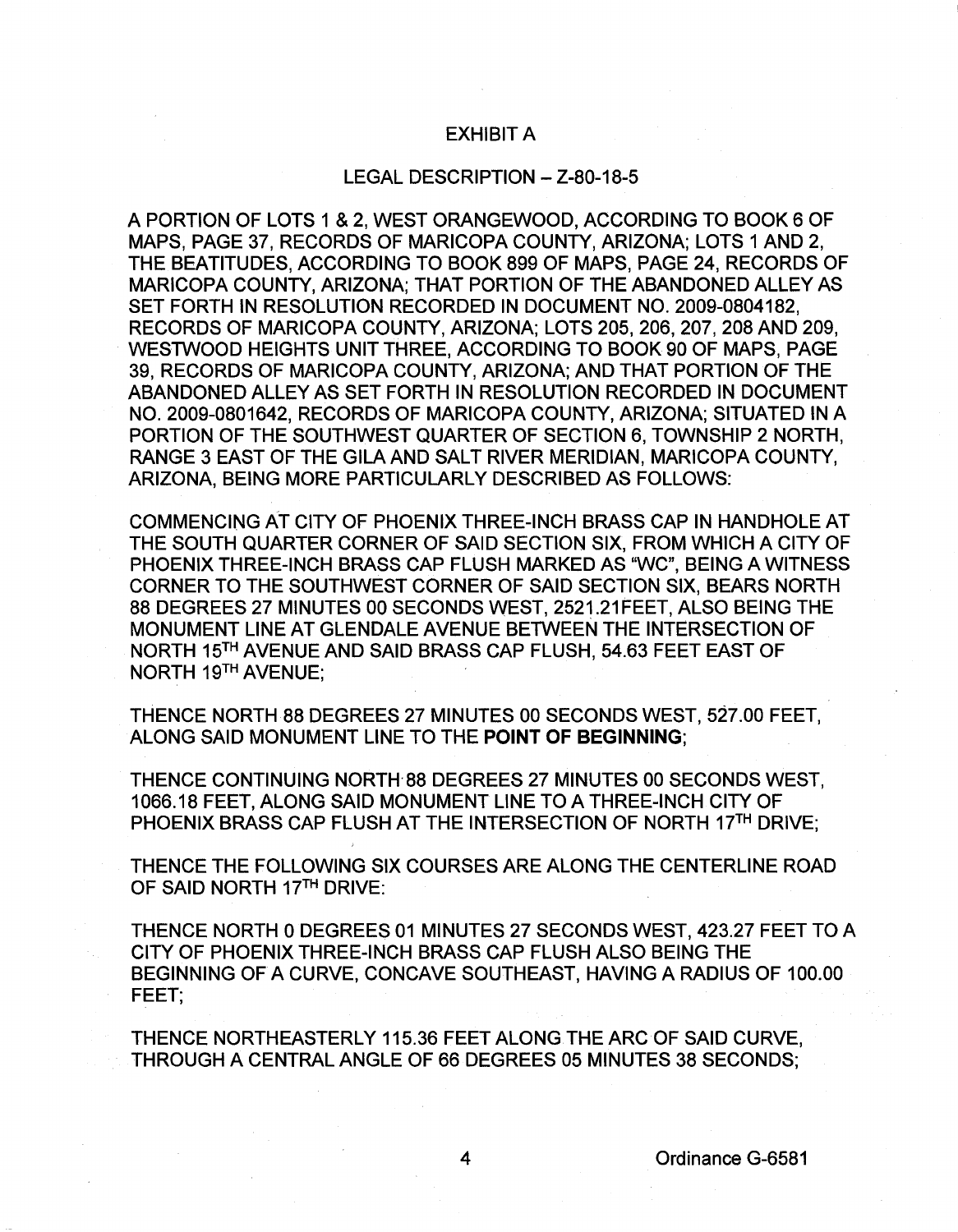# EXHIBIT A

## LEGAL DESCRIPTION – Z-80-18-5

A PORTION OF LOTS 1 & 2, WEST ORANGEWOOD, ACCORDING TO BOOK 6 OF MAPS, PAGE 37, RECORDS OF MARICOPA COUNTY, ARIZONA; LOTS 1 AND 2, THE BEATITUDES, ACCORDING TO BOOK 899 OF MAPS, PAGE 24, RECORDS OF MARICOPA COUNTY, ARIZONA; THAT PORTION OF THE ABANDONED ALLEY AS SET FORTH IN RESOLUTION RECORDED IN DOCUMENT NO. 2009-0804182, RECORDS OF MARICOPA COUNTY, ARIZONA; LOTS 205, 206, 207, 208 AND 209, WESTWOOD HEIGHTS UNIT THREE, ACCORDING TO BOOK 90 OF MAPS, PAGE 39, RECORDS OF MARICOPA COUNTY, ARIZONA; AND THAT PORTION OF THE ABANDONED ALLEY AS SET FORTH IN RESOLUTION RECORDED IN DOCUMENT NO. 2009-0801642, RECORDS OF MARICOPA COUNTY, ARIZONA; SITUATED IN A PORTION OF THE SOUTHWEST QUARTER OF SECTION 6, TOWNSHIP 2 NORTH, RANGE 3 EAST OF THE GILA AND SALT RIVER MERIDIAN, MARICOPA COUNTY, ARIZONA, BEING MORE PARTICULARLY DESCRIBED AS FOLLOWS:

COMMENCING AT CITY OF PHOENIX THREE-INCH BRASS CAP IN HANDHOLE AT THE SOUTH QUARTER CORNER OF SAID SECTION SIX, FROM WHICH A CITY OF PHOENIX THREE-INCH BRASS CAP FLUSH MARKED AS "WC", BEING A WITNESS CORNER TO THE SOUTHWEST CORNER OF SAID SECTION SIX, BEARS NORTH 88 DEGREES 27 MINUTES 00 SECONDS WEST, 2521.21FEET, ALSO BEING THE MONUMENT LINE AT GLENDALE AVENUE BETWEEN THE INTERSECTION OF NORTH 15TH AVENUE AND SAID BRASS CAP FLUSH, 54.63 FEET EAST OF NORTH 19TH AVENUE;

THENCE NORTH 88 DEGREES 27 MINUTES 00 SECONDS WEST, 527.00 FEET, ALONG SAID MONUMENT LINE TO THE **POINT OF BEGINNING**;

THENCE CONTINUING NORTH 88 DEGREES 27 MINUTES 00 SECONDS WEST, 1066.18 FEET, ALONG SAID MONUMENT LINE TO A THREE-INCH CITY OF PHOENIX BRASS CAP FLUSH AT THE INTERSECTION OF NORTH 17TH DRIVE;

THENCE THE FOLLOWING SIX COURSES ARE ALONG THE CENTERLINE ROAD OF SAID NORTH 17TH DRIVE:

THENCE NORTH 0 DEGREES 01 MINUTES 27 SECONDS WEST, 423.27 FEET TO A CITY OF PHOENIX THREE-INCH BRASS CAP FLUSH ALSO BEING THE BEGINNING OF A CURVE, CONCAVE SOUTHEAST, HAVING A RADIUS OF 100.00 FEET;

THENCE NORTHEASTERLY 115.36 FEET ALONG THE ARC OF SAID CURVE, THROUGH A CENTRAL ANGLE OF 66 DEGREES 05 MINUTES 38 SECONDS;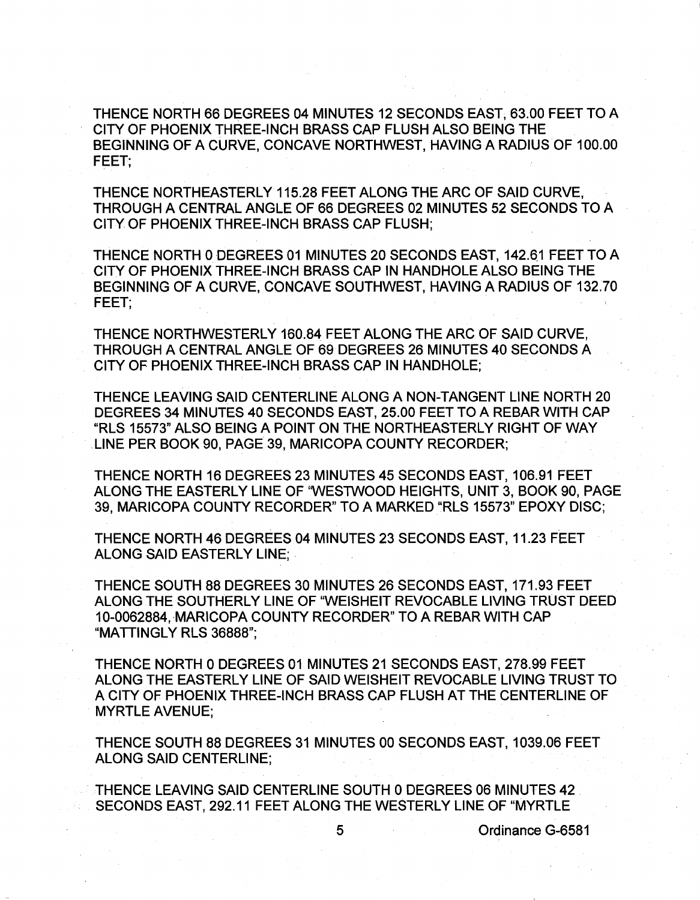THENCE NORTH 66 DEGREES 04 MINUTES 12 SECONDS EAST, 63.00 FEET TO A CITY OF PHOENIX THREE-INCH BRASS CAP FLUSH ALSO BEING THE BEGINNING OF A CURVE, CONCAVE NORTHWEST, HAVING A RADIUS OF 100.00 FEET;

THENCE NORTHEASTERLY 115.28 FEET ALONG THE ARC OF SAID CURVE, THROUGH A CENTRAL ANGLE OF 66 DEGREES 02 MINUTES 52 SECONDS TO A CITY OF PHOENIX THREE-INCH BRASS CAP FLUSH;

THENCE NORTH 0 DEGREES 01 MINUTES 20 SECONDS EAST, 142.61 FEET TO A CITY OF PHOENIX THREE-INCH BRASS CAP IN HANDHOLE ALSO BEING THE BEGINNING OF A CURVE, CONCAVE SOUTHWEST, HAVING A RADIUS OF 132.70 FEET;

THENCE NORTHWESTERLY 160.84 FEET ALONG THE ARC OF SAID CURVE, THROUGH A CENTRAL ANGLE OF 69 DEGREES 26 MINUTES 40 SECONDS A CITY OF PHOENIX THREE-INCH BRASS CAP IN HANDHOLE;

THENCE LEAVING SAID CENTERLINE ALONG A NON-TANGENT LINE NORTH 20 DEGREES 34 MINUTES 40 SECONDS EAST, 25.00 FEET TO A REBAR WITH CAP "RLS 15573" ALSO BEING A POINT ON THE NORTHEASTERLY RIGHT OF WAY LINE PER BOOK 90, PAGE 39, MARICOPA COUNTY RECORDER;

THENCE NORTH 16 DEGREES 23 MINUTES 45 SECONDS EAST, 106.91 FEET ALONG THE EASTERLY LINE OF "WESTWOOD HEIGHTS, UNIT 3, BOOK 90, PAGE 39, MARICOPA COUNTY RECORDER" TO A MARKED "RLS 15573" EPOXY DISC;

THENCE NORTH 46 DEGREES 04 MINUTES 23 SECONDS EAST, 11.23 FEET ALONG SAID EASTERLY LINE;

THENCE SOUTH 88 DEGREES 30 MINUTES 26 SECONDS EAST, 171.93 FEET ALONG THE SOUTHERLY LINE OF "WEISHEIT REVOCABLE LIVING TRUST DEED 10-0062884, MARICOPA COUNTY RECORDER" TO A REBAR WITH CAP "MATTINGLY RLS 36888";

THENCE NORTH 0 DEGREES 01 MINUTES 21 SECONDS EAST, 278.99 FEET ALONG THE EASTERLY LINE OF SAID WEISHEIT REVOCABLE LIVING TRUST TO A CITY OF PHOENIX THREE-INCH BRASS CAP FLUSH AT THE CENTERLINE OF MYRTLE AVENUE;

THENCE SOUTH 88 DEGREES 31 MINUTES 00 SECONDS EAST, 1039.06 FEET ALONG SAID CENTERLINE;

THENCE LEAVING SAID CENTERLINE SOUTH 0 DEGREES 06 MINUTES 42 SECONDS EAST, 292.11 FEET ALONG THE WESTERLY LINE OF "MYRTLE

Ordinance G-6581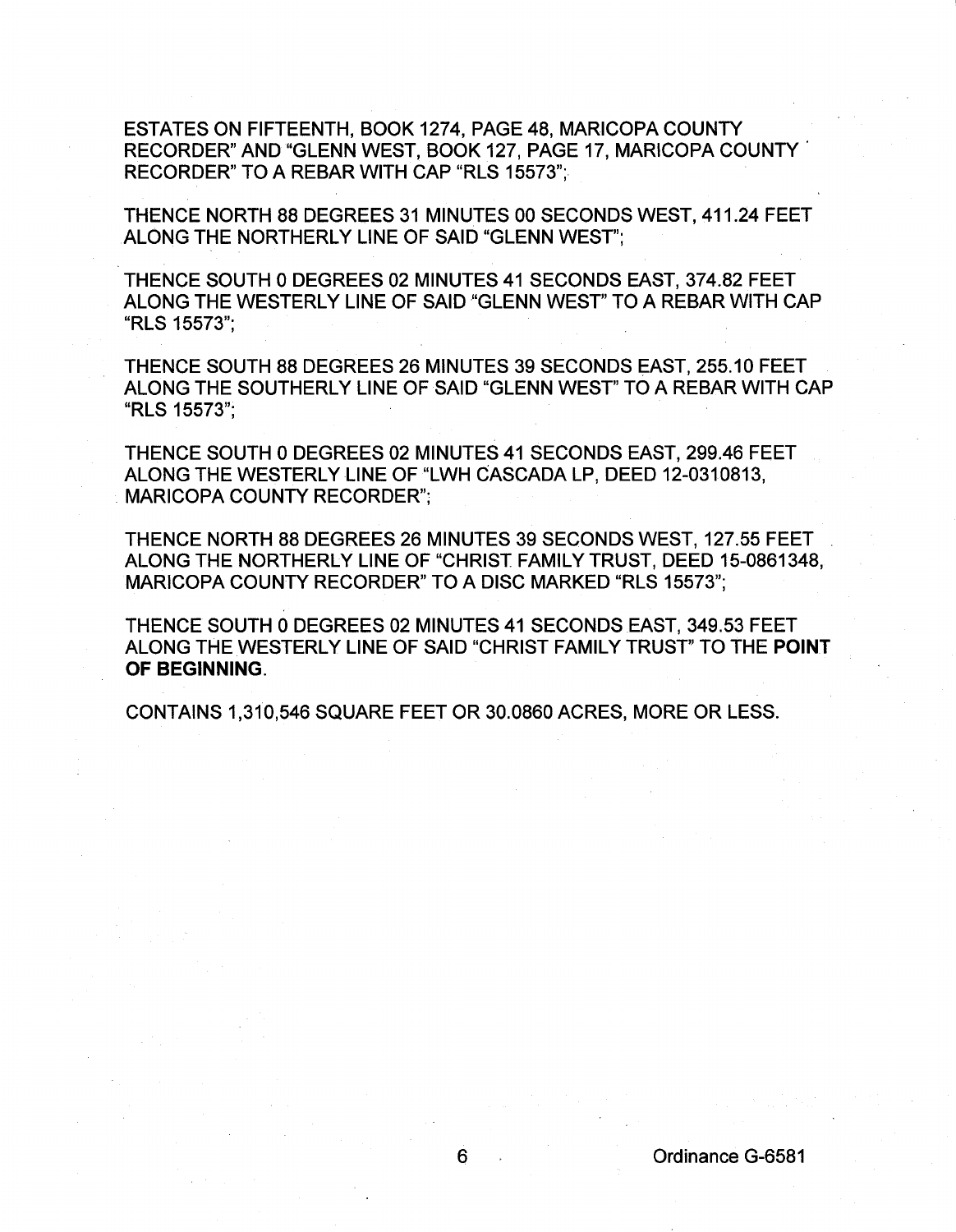ESTATES ON FIFTEENTH, BOOK 1274, PAGE 48, MARICOPA COUNTY RECORDER" AND "GLENN WEST, BOOK 127, PAGE 17, MARICOPA COUNTY RECORDER" TO A REBAR WITH CAP "RLS 15573";

THENCE NORTH 88 DEGREES 31 MINUTES 00 SECONDS WEST, 411.24 FEET ALONG THE NORTHERLY LINE OF SAID "GLENN WEST";

THENCE SOUTH 0 DEGREES 02 MINUTES 41 SECONDS EAST, 374.82 FEET ALONG THE WESTERLY LINE OF SAID "GLENN WEST" TO A REBAR WITH CAP "RLS 15573";

THENCE SOUTH 88 DEGREES 26 MINUTES 39 SECONDS EAST, 255.10 FEET ALONG THE SOUTHERLY LINE OF SAID "GLENN WEST" TO A REBAR WITH CAP "RLS 15573";

THENCE SOUTH 0 DEGREES 02 MINUTES 41 SECONDS EAST, 299.46 FEET ALONG THE WESTERLY LINE OF "LWH CASCADA LP, DEED 12-0310813, MARICOPA COUNTY RECORDER";

THENCE NORTH 88 DEGREES 26 MINUTES 39 SECONDS WEST, 127.55 FEET ALONG THE NORTHERLY LINE OF "CHRIST FAMILY TRUST, DEED 15-0861348, MARICOPA COUNTY RECORDER" TO A DISC MARKED "RLS 15573";

THENCE SOUTH 0 DEGREES 02 MINUTES 41 SECONDS EAST, 349.53 FEET ALONG THE WESTERLY LINE OF SAID "CHRIST FAMILY TRUST" TO THE **POINT OF BEGINNING**.

CONTAINS 1,310,546 SQUARE FEET OR 30.0860 ACRES, MORE OR LESS.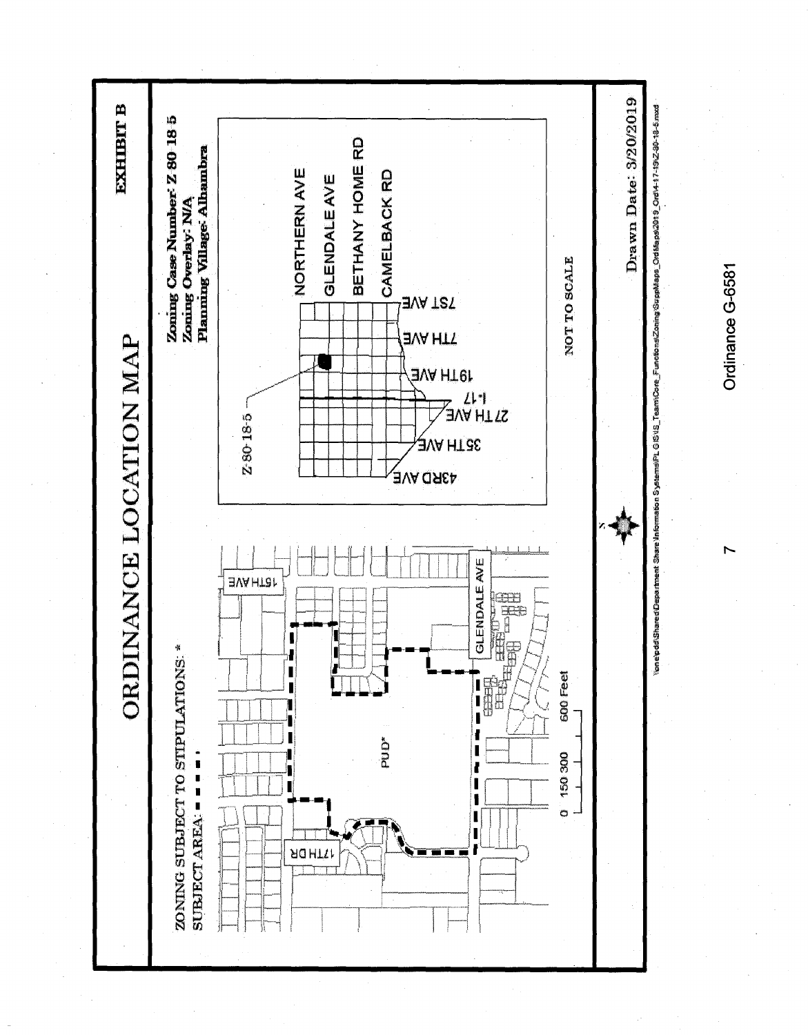# ORDINANCE LOCATION MAP

**EXHIBIT B**

ZONING SUBJECT TO STIPULATIONS: *
SUBJECT AREA: ▪ ▪ ▪ ▪ ▪

**Zoning Case Number: Z 80 18 5**
**Zoning Overlay: N/A**
**Planning Village: Alhambra**

15TH AVE
17TH DR
PUD*
GLENDALE AVE
0 150 300 600 Feet

Z-80-18-5
NORTHERN AVE
GLENDALE AVE
BETHANY HOME RD
CAMELBACK RD
43RD AVE
35TH AVE
27TH AVE
I-17
19TH AVE
7TH AVE
7ST AVE

NOT TO SCALE

N

Drawn Date: 3/20/2019

\\one\pdd\Shared\Department Share\Information Systems\PL GIS\IS_Team\Core_Functions\Zoning\SuppMaps_OrdMaps\2019_Ord\4-17-19\Z-80-18-5.mxd

Ordinance G-6581